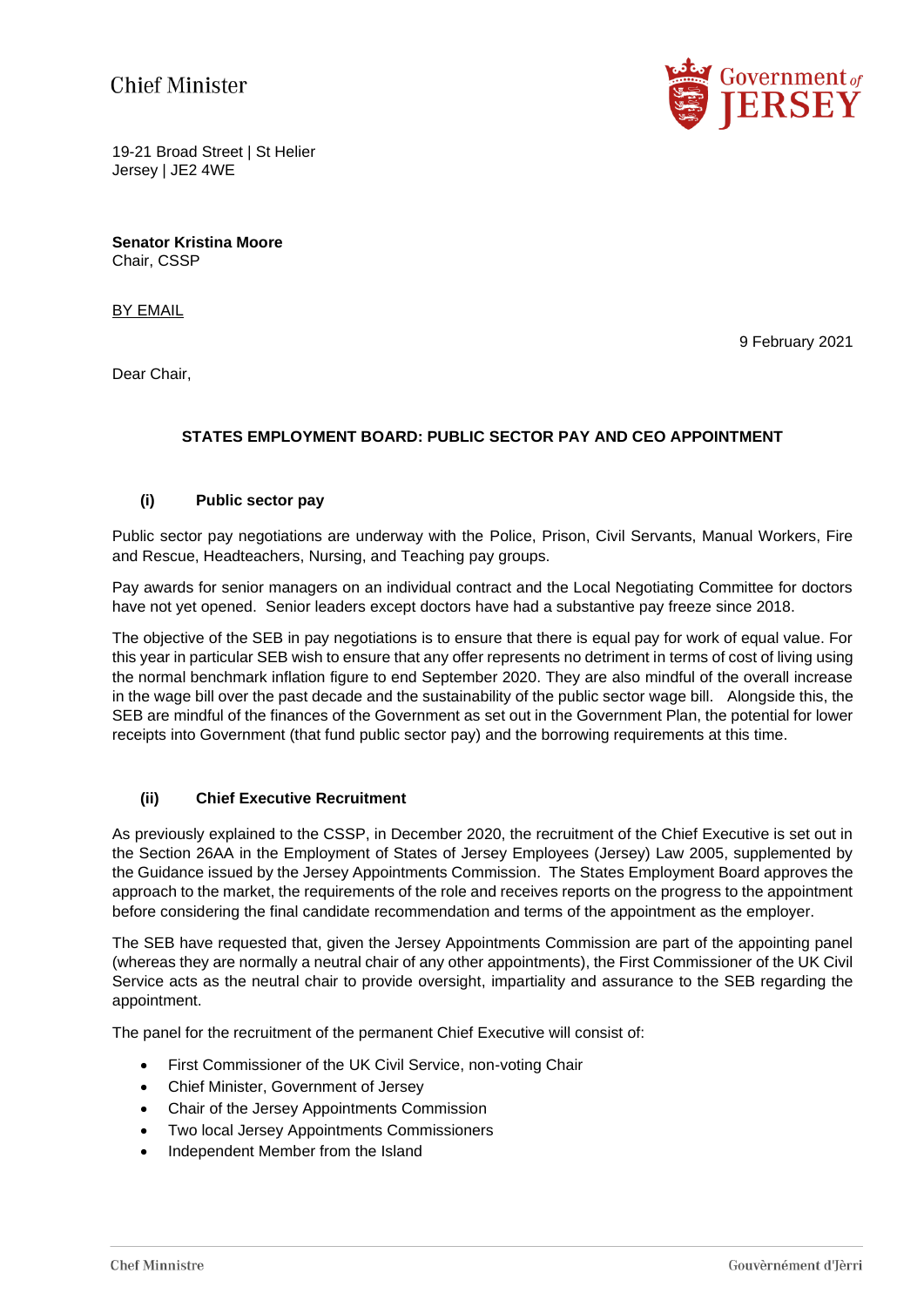Chief Minister

Government of JERSEY

19-21 Broad Street | St Helier
Jersey | JE2 4WE

**Senator Kristina Moore**
Chair, CSSP

BY EMAIL

9 February 2021

Dear Chair,

**STATES EMPLOYMENT BOARD: PUBLIC SECTOR PAY AND CEO APPOINTMENT**

**(i) Public sector pay**

Public sector pay negotiations are underway with the Police, Prison, Civil Servants, Manual Workers, Fire and Rescue, Headteachers, Nursing, and Teaching pay groups.

Pay awards for senior managers on an individual contract and the Local Negotiating Committee for doctors have not yet opened. Senior leaders except doctors have had a substantive pay freeze since 2018.

The objective of the SEB in pay negotiations is to ensure that there is equal pay for work of equal value. For this year in particular SEB wish to ensure that any offer represents no detriment in terms of cost of living using the normal benchmark inflation figure to end September 2020. They are also mindful of the overall increase in the wage bill over the past decade and the sustainability of the public sector wage bill. Alongside this, the SEB are mindful of the finances of the Government as set out in the Government Plan, the potential for lower receipts into Government (that fund public sector pay) and the borrowing requirements at this time.

**(ii) Chief Executive Recruitment**

As previously explained to the CSSP, in December 2020, the recruitment of the Chief Executive is set out in the Section 26AA in the Employment of States of Jersey Employees (Jersey) Law 2005, supplemented by the Guidance issued by the Jersey Appointments Commission. The States Employment Board approves the approach to the market, the requirements of the role and receives reports on the progress to the appointment before considering the final candidate recommendation and terms of the appointment as the employer.

The SEB have requested that, given the Jersey Appointments Commission are part of the appointing panel (whereas they are normally a neutral chair of any other appointments), the First Commissioner of the UK Civil Service acts as the neutral chair to provide oversight, impartiality and assurance to the SEB regarding the appointment.

The panel for the recruitment of the permanent Chief Executive will consist of:

- First Commissioner of the UK Civil Service, non-voting Chair
- Chief Minister, Government of Jersey
- Chair of the Jersey Appointments Commission
- Two local Jersey Appointments Commissioners
- Independent Member from the Island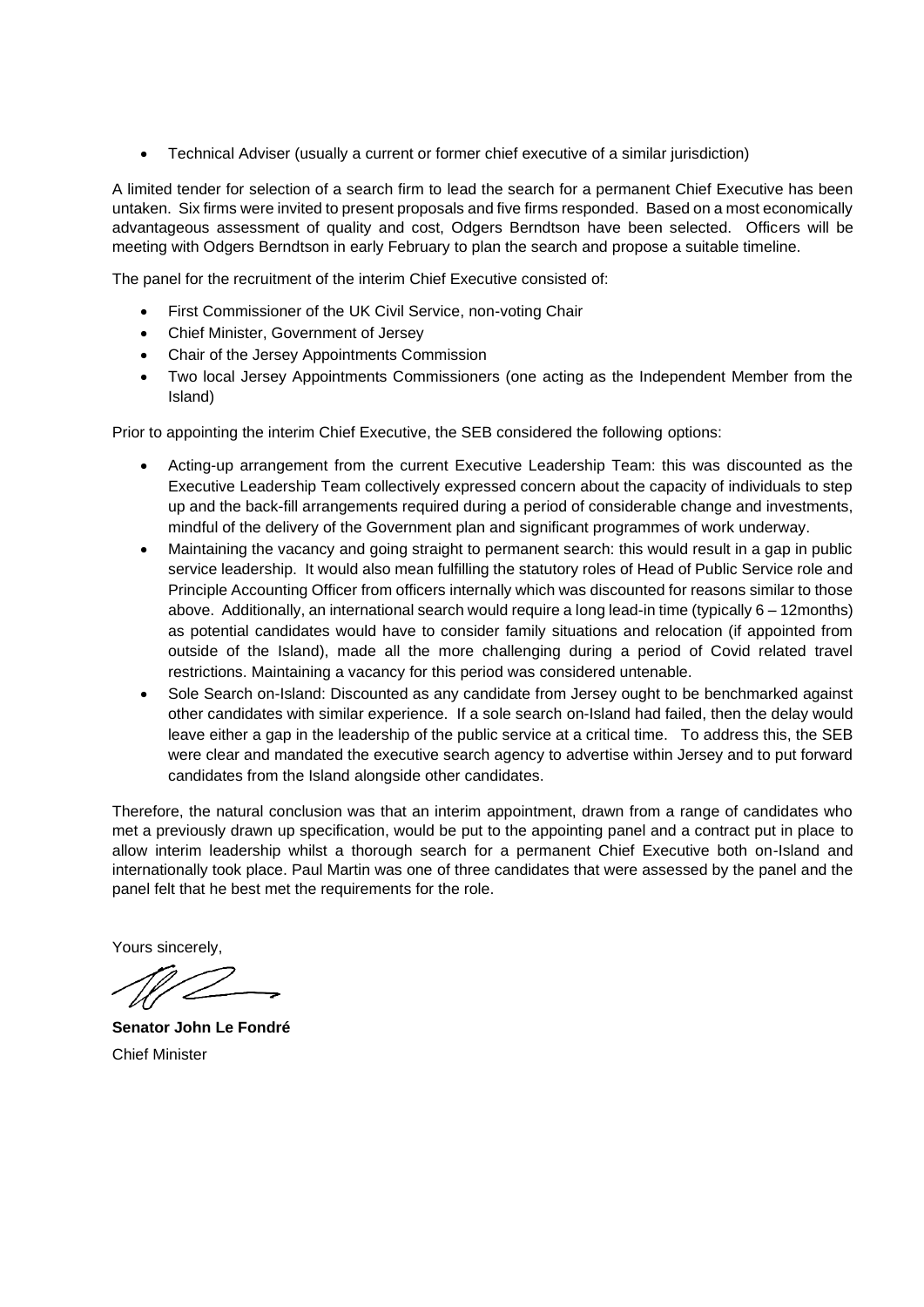- Technical Adviser (usually a current or former chief executive of a similar jurisdiction)

A limited tender for selection of a search firm to lead the search for a permanent Chief Executive has been untaken. Six firms were invited to present proposals and five firms responded. Based on a most economically advantageous assessment of quality and cost, Odgers Berndtson have been selected. Officers will be meeting with Odgers Berndtson in early February to plan the search and propose a suitable timeline.

The panel for the recruitment of the interim Chief Executive consisted of:

- First Commissioner of the UK Civil Service, non-voting Chair
- Chief Minister, Government of Jersey
- Chair of the Jersey Appointments Commission
- Two local Jersey Appointments Commissioners (one acting as the Independent Member from the Island)

Prior to appointing the interim Chief Executive, the SEB considered the following options:

- Acting-up arrangement from the current Executive Leadership Team: this was discounted as the Executive Leadership Team collectively expressed concern about the capacity of individuals to step up and the back-fill arrangements required during a period of considerable change and investments, mindful of the delivery of the Government plan and significant programmes of work underway.
- Maintaining the vacancy and going straight to permanent search: this would result in a gap in public service leadership. It would also mean fulfilling the statutory roles of Head of Public Service role and Principle Accounting Officer from officers internally which was discounted for reasons similar to those above. Additionally, an international search would require a long lead-in time (typically 6 – 12months) as potential candidates would have to consider family situations and relocation (if appointed from outside of the Island), made all the more challenging during a period of Covid related travel restrictions. Maintaining a vacancy for this period was considered untenable.
- Sole Search on-Island: Discounted as any candidate from Jersey ought to be benchmarked against other candidates with similar experience. If a sole search on-Island had failed, then the delay would leave either a gap in the leadership of the public service at a critical time. To address this, the SEB were clear and mandated the executive search agency to advertise within Jersey and to put forward candidates from the Island alongside other candidates.

Therefore, the natural conclusion was that an interim appointment, drawn from a range of candidates who met a previously drawn up specification, would be put to the appointing panel and a contract put in place to allow interim leadership whilst a thorough search for a permanent Chief Executive both on-Island and internationally took place. Paul Martin was one of three candidates that were assessed by the panel and the panel felt that he best met the requirements for the role.

Yours sincerely,

**Senator John Le Fondré**
Chief Minister